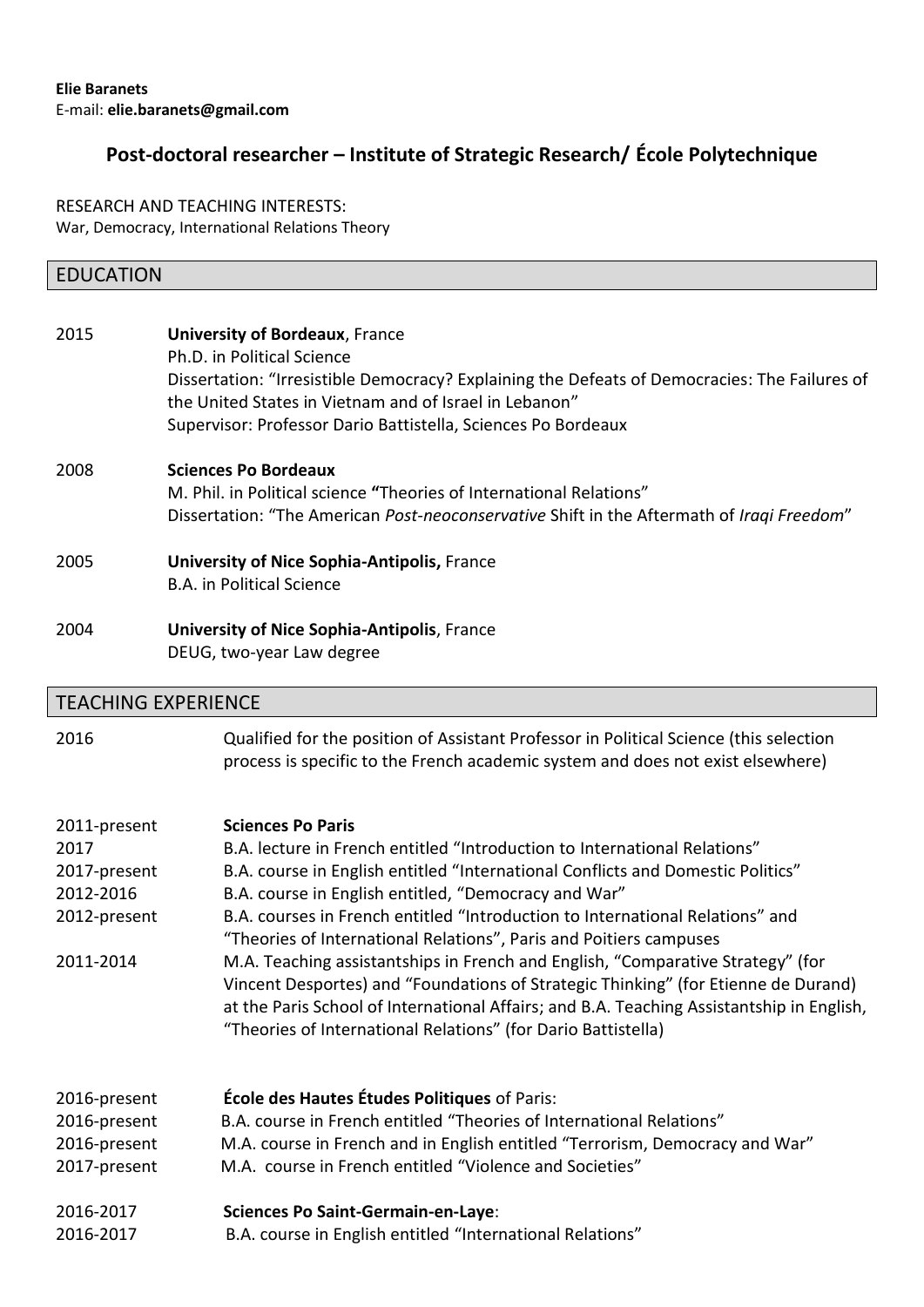**Elie Baranets**
E-mail: **elie.baranets@gmail.com**

# Post-doctoral researcher – Institute of Strategic Research/ École Polytechnique

RESEARCH AND TEACHING INTERESTS:
War, Democracy, International Relations Theory

## EDUCATION

2015 **University of Bordeaux**, France
Ph.D. in Political Science
Dissertation: "Irresistible Democracy? Explaining the Defeats of Democracies: The Failures of the United States in Vietnam and of Israel in Lebanon"
Supervisor: Professor Dario Battistella, Sciences Po Bordeaux

2008 **Sciences Po Bordeaux**
M. Phil. in Political science **"**Theories of International Relations"
Dissertation: "The American *Post-neoconservative* Shift in the Aftermath of *Iraqi Freedom*"

2005 **University of Nice Sophia-Antipolis,** France
B.A. in Political Science

2004 **University of Nice Sophia-Antipolis**, France
DEUG, two-year Law degree

## TEACHING EXPERIENCE

2016 Qualified for the position of Assistant Professor in Political Science (this selection process is specific to the French academic system and does not exist elsewhere)

2011-present **Sciences Po Paris**
2017 B.A. lecture in French entitled "Introduction to International Relations"
2017-present B.A. course in English entitled "International Conflicts and Domestic Politics"
2012-2016 B.A. course in English entitled, "Democracy and War"
2012-present B.A. courses in French entitled "Introduction to International Relations" and "Theories of International Relations", Paris and Poitiers campuses
2011-2014 M.A. Teaching assistantships in French and English, "Comparative Strategy" (for Vincent Desportes) and "Foundations of Strategic Thinking" (for Etienne de Durand) at the Paris School of International Affairs; and B.A. Teaching Assistantship in English, "Theories of International Relations" (for Dario Battistella)

2016-present **École des Hautes Études Politiques** of Paris:
2016-present B.A. course in French entitled "Theories of International Relations"
2016-present M.A. course in French and in English entitled "Terrorism, Democracy and War"
2017-present M.A. course in French entitled "Violence and Societies"

2016-2017 **Sciences Po Saint-Germain-en-Laye**:
2016-2017 B.A. course in English entitled "International Relations"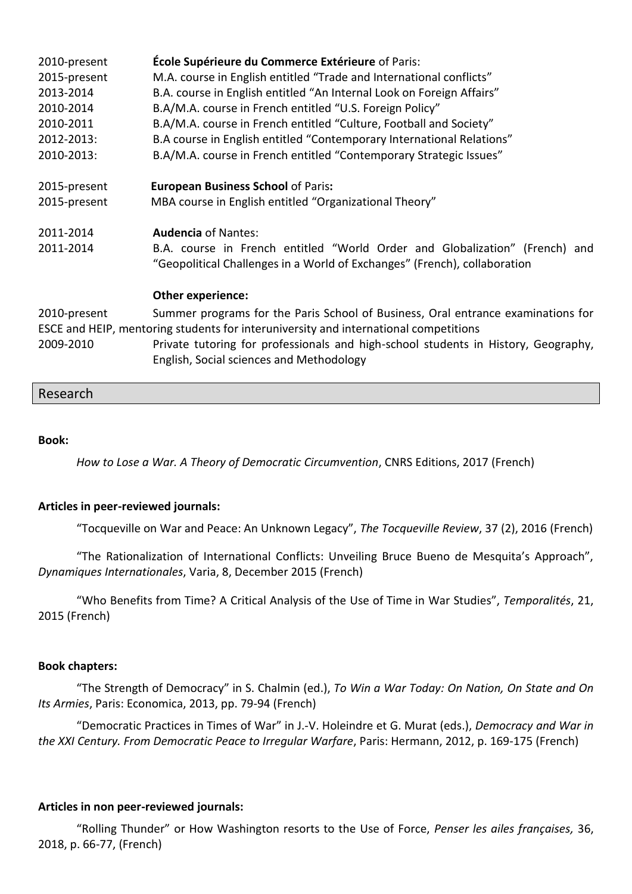2010-present **École Supérieure du Commerce Extérieure** of Paris:
2015-present M.A. course in English entitled "Trade and International conflicts"
2013-2014 B.A. course in English entitled "An Internal Look on Foreign Affairs"
2010-2014 B.A/M.A. course in French entitled "U.S. Foreign Policy"
2010-2011 B.A/M.A. course in French entitled "Culture, Football and Society"
2012-2013: B.A course in English entitled "Contemporary International Relations"
2010-2013: B.A/M.A. course in French entitled "Contemporary Strategic Issues"

2015-present **European Business School** of Paris**:**
2015-present MBA course in English entitled "Organizational Theory"

2011-2014 **Audencia** of Nantes:
2011-2014 B.A. course in French entitled "World Order and Globalization" (French) and "Geopolitical Challenges in a World of Exchanges" (French), collaboration

**Other experience:**

2010-present Summer programs for the Paris School of Business, Oral entrance examinations for ESCE and HEIP, mentoring students for interuniversity and international competitions
2009-2010 Private tutoring for professionals and high-school students in History, Geography, English, Social sciences and Methodology

## Research

**Book:**

*How to Lose a War. A Theory of Democratic Circumvention*, CNRS Editions, 2017 (French)

**Articles in peer-reviewed journals:**

"Tocqueville on War and Peace: An Unknown Legacy", *The Tocqueville Review*, 37 (2), 2016 (French)

"The Rationalization of International Conflicts: Unveiling Bruce Bueno de Mesquita's Approach", *Dynamiques Internationales*, Varia, 8, December 2015 (French)

"Who Benefits from Time? A Critical Analysis of the Use of Time in War Studies", *Temporalités*, 21, 2015 (French)

**Book chapters:**

"The Strength of Democracy" in S. Chalmin (ed.), *To Win a War Today: On Nation, On State and On Its Armies*, Paris: Economica, 2013, pp. 79-94 (French)

"Democratic Practices in Times of War" in J.-V. Holeindre et G. Murat (eds.), *Democracy and War in the XXI Century. From Democratic Peace to Irregular Warfare*, Paris: Hermann, 2012, p. 169-175 (French)

**Articles in non peer-reviewed journals:**

"Rolling Thunder" or How Washington resorts to the Use of Force, *Penser les ailes françaises,* 36, 2018, p. 66-77, (French)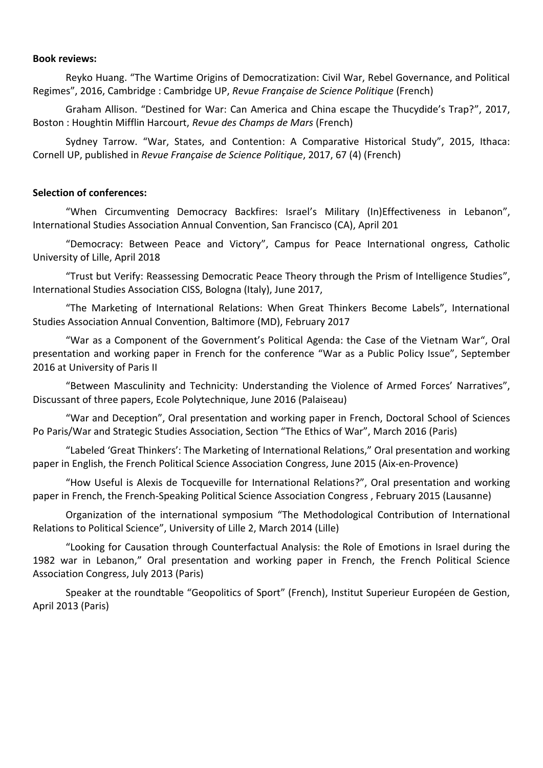**Book reviews:**

Reyko Huang. "The Wartime Origins of Democratization: Civil War, Rebel Governance, and Political Regimes", 2016, Cambridge : Cambridge UP, *Revue Française de Science Politique* (French)

Graham Allison. "Destined for War: Can America and China escape the Thucydide's Trap?", 2017, Boston : Houghtin Mifflin Harcourt, *Revue des Champs de Mars* (French)

Sydney Tarrow. "War, States, and Contention: A Comparative Historical Study", 2015, Ithaca: Cornell UP, published in *Revue Française de Science Politique*, 2017, 67 (4) (French)

**Selection of conferences:**

"When Circumventing Democracy Backfires: Israel's Military (In)Effectiveness in Lebanon", International Studies Association Annual Convention, San Francisco (CA), April 201

"Democracy: Between Peace and Victory", Campus for Peace International ongress, Catholic University of Lille, April 2018

"Trust but Verify: Reassessing Democratic Peace Theory through the Prism of Intelligence Studies", International Studies Association CISS, Bologna (Italy), June 2017,

"The Marketing of International Relations: When Great Thinkers Become Labels", International Studies Association Annual Convention, Baltimore (MD), February 2017

"War as a Component of the Government's Political Agenda: the Case of the Vietnam War", Oral presentation and working paper in French for the conference "War as a Public Policy Issue", September 2016 at University of Paris II

"Between Masculinity and Technicity: Understanding the Violence of Armed Forces' Narratives", Discussant of three papers, Ecole Polytechnique, June 2016 (Palaiseau)

"War and Deception", Oral presentation and working paper in French, Doctoral School of Sciences Po Paris/War and Strategic Studies Association, Section "The Ethics of War", March 2016 (Paris)

"Labeled 'Great Thinkers': The Marketing of International Relations," Oral presentation and working paper in English, the French Political Science Association Congress, June 2015 (Aix-en-Provence)

"How Useful is Alexis de Tocqueville for International Relations?", Oral presentation and working paper in French, the French-Speaking Political Science Association Congress , February 2015 (Lausanne)

Organization of the international symposium "The Methodological Contribution of International Relations to Political Science", University of Lille 2, March 2014 (Lille)

"Looking for Causation through Counterfactual Analysis: the Role of Emotions in Israel during the 1982 war in Lebanon," Oral presentation and working paper in French, the French Political Science Association Congress, July 2013 (Paris)

Speaker at the roundtable "Geopolitics of Sport" (French), Institut Superieur Européen de Gestion, April 2013 (Paris)